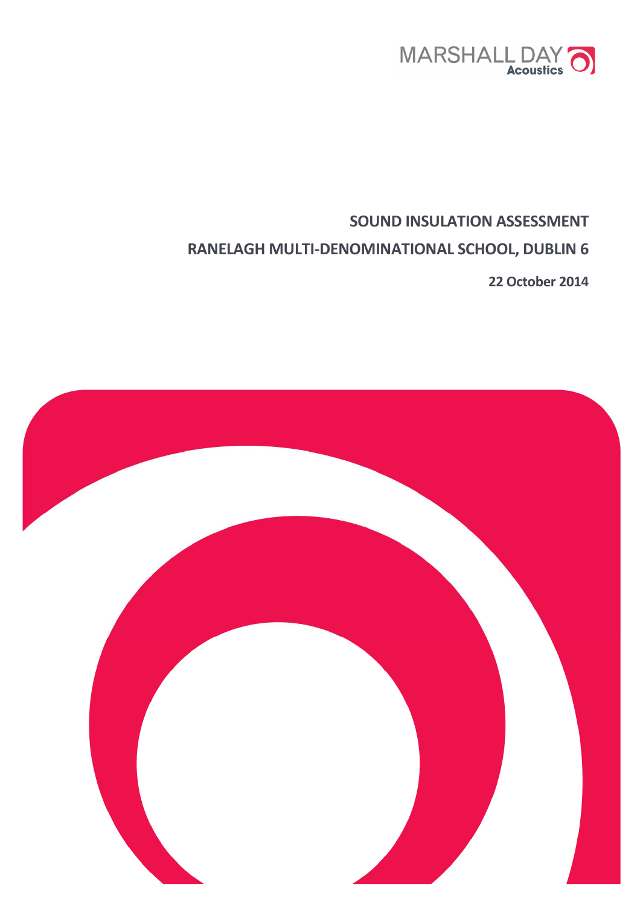MARSHALL DAY
Acoustics

# SOUND INSULATION ASSESSMENT

# RANELAGH MULTI-DENOMINATIONAL SCHOOL, DUBLIN 6

**22 October 2014**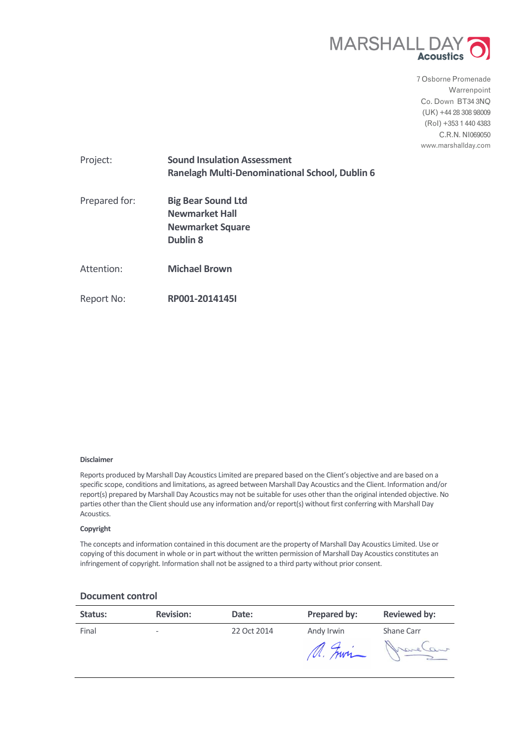MARSHALL DAY Acoustics

7 Osborne Promenade
Warrenpoint
Co. Down BT34 3NQ
(UK) +44 28 308 98009
(RoI) +353 1 440 4383
C.R.N. NI069050
www.marshallday.com

| | |
|---|---|
| Project: | **Sound Insulation Assessment**<br>**Ranelagh Multi-Denominational School, Dublin 6** |
| Prepared for: | **Big Bear Sound Ltd**<br>**Newmarket Hall**<br>**Newmarket Square**<br>**Dublin 8** |
| Attention: | **Michael Brown** |
| Report No: | **RP001-2014145I** |

**Disclaimer**

Reports produced by Marshall Day Acoustics Limited are prepared based on the Client's objective and are based on a specific scope, conditions and limitations, as agreed between Marshall Day Acoustics and the Client. Information and/or report(s) prepared by Marshall Day Acoustics may not be suitable for uses other than the original intended objective. No parties other than the Client should use any information and/or report(s) without first conferring with Marshall Day Acoustics.

**Copyright**

The concepts and information contained in this document are the property of Marshall Day Acoustics Limited. Use or copying of this document in whole or in part without the written permission of Marshall Day Acoustics constitutes an infringement of copyright. Information shall not be assigned to a third party without prior consent.

## Document control

| Status: | Revision: | Date: | Prepared by: | Reviewed by: |
|---|---|---|---|---|
| Final | - | 22 Oct 2014 | Andy Irwin | Shane Carr |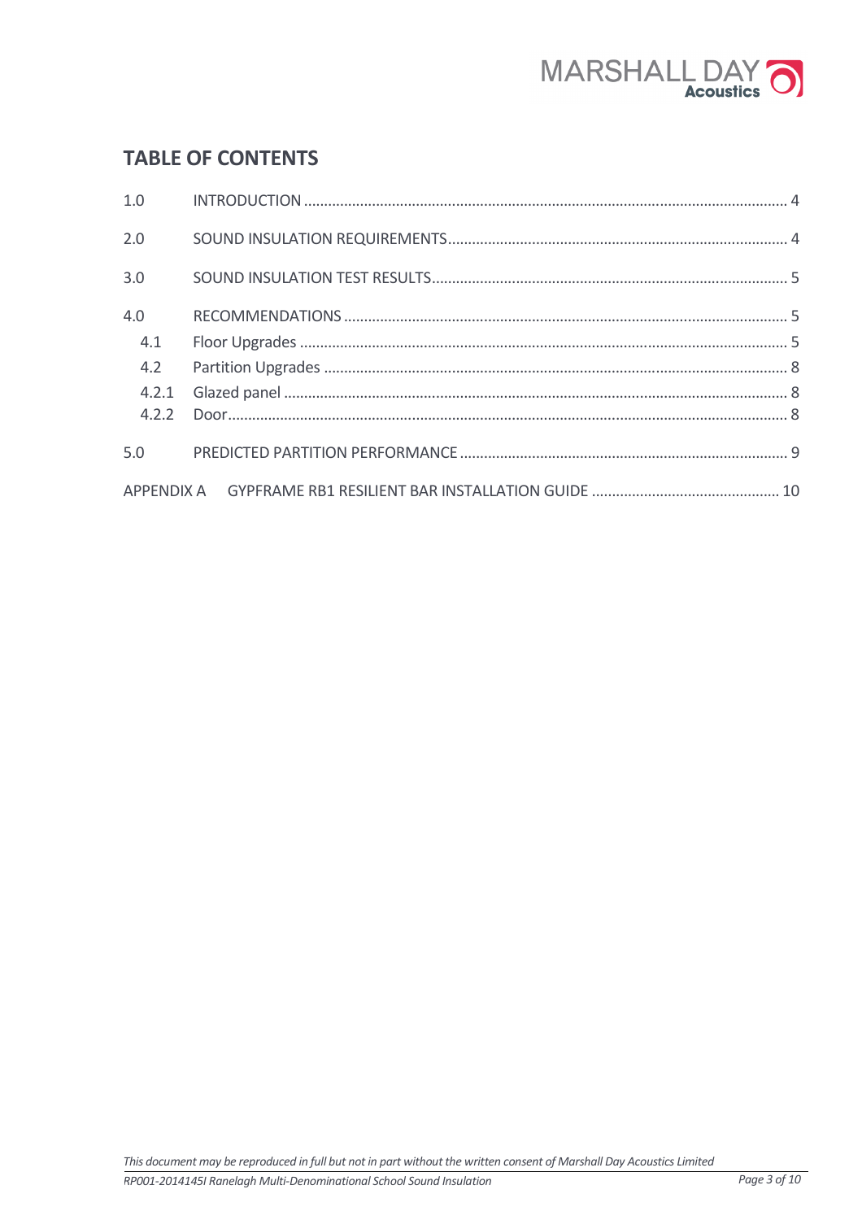## TABLE OF CONTENTS

| | | |
|---|---|---|
| 1.0 | INTRODUCTION | 4 |
| 2.0 | SOUND INSULATION REQUIREMENTS | 4 |
| 3.0 | SOUND INSULATION TEST RESULTS | 5 |
| 4.0 | RECOMMENDATIONS | 5 |
| 4.1 | Floor Upgrades | 5 |
| 4.2 | Partition Upgrades | 8 |
| 4.2.1 | Glazed panel | 8 |
| 4.2.2 | Door | 8 |
| 5.0 | PREDICTED PARTITION PERFORMANCE | 9 |
| APPENDIX A | GYPFRAME RB1 RESILIENT BAR INSTALLATION GUIDE | 10 |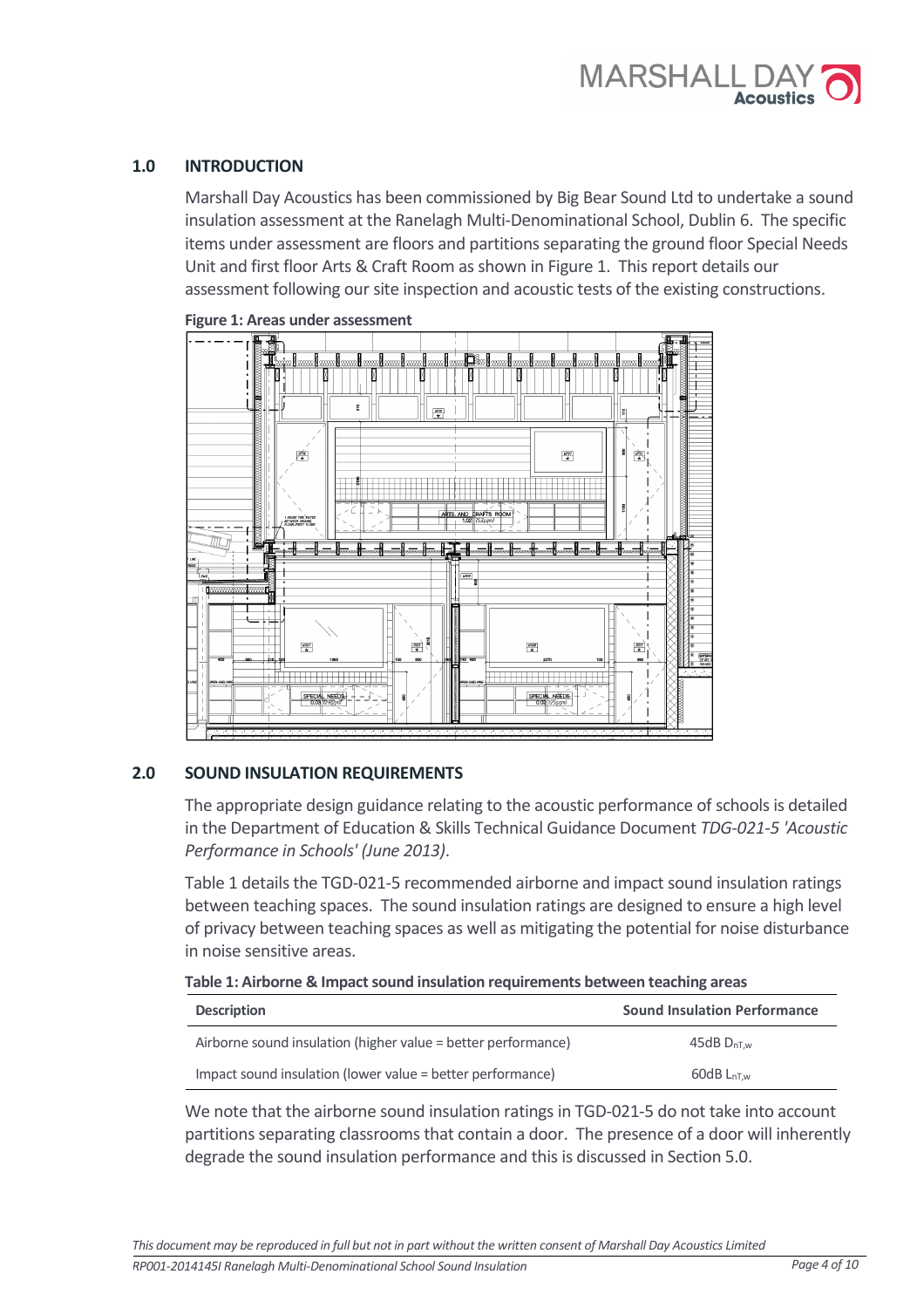## 1.0 INTRODUCTION

Marshall Day Acoustics has been commissioned by Big Bear Sound Ltd to undertake a sound insulation assessment at the Ranelagh Multi-Denominational School, Dublin 6. The specific items under assessment are floors and partitions separating the ground floor Special Needs Unit and first floor Arts & Craft Room as shown in Figure 1. This report details our assessment following our site inspection and acoustic tests of the existing constructions.

**Figure 1: Areas under assessment**

## 2.0 SOUND INSULATION REQUIREMENTS

The appropriate design guidance relating to the acoustic performance of schools is detailed in the Department of Education & Skills Technical Guidance Document *TDG-021-5 'Acoustic Performance in Schools' (June 2013)*.

Table 1 details the TGD-021-5 recommended airborne and impact sound insulation ratings between teaching spaces. The sound insulation ratings are designed to ensure a high level of privacy between teaching spaces as well as mitigating the potential for noise disturbance in noise sensitive areas.

**Table 1: Airborne & Impact sound insulation requirements between teaching areas**

| Description | Sound Insulation Performance |
|---|---|
| Airborne sound insulation (higher value = better performance) | 45dB $D_{nT,w}$ |
| Impact sound insulation (lower value = better performance) | 60dB $L_{nT,w}$ |

We note that the airborne sound insulation ratings in TGD-021-5 do not take into account partitions separating classrooms that contain a door. The presence of a door will inherently degrade the sound insulation performance and this is discussed in Section 5.0.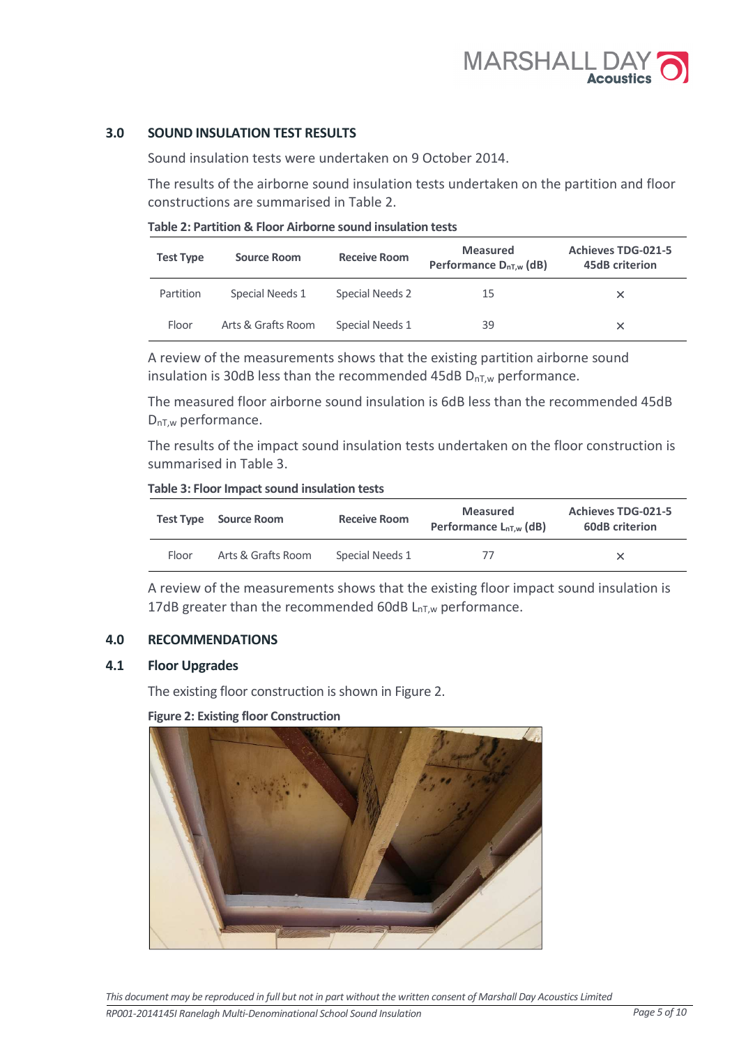## 3.0 SOUND INSULATION TEST RESULTS

Sound insulation tests were undertaken on 9 October 2014.

The results of the airborne sound insulation tests undertaken on the partition and floor constructions are summarised in Table 2.

**Table 2: Partition & Floor Airborne sound insulation tests**

| Test Type | Source Room | Receive Room | Measured Performance $D_{nT,w}$ (dB) | Achieves TDG-021-5 45dB criterion |
|---|---|---|---|---|
| Partition | Special Needs 1 | Special Needs 2 | 15 | × |
| Floor | Arts & Grafts Room | Special Needs 1 | 39 | × |

A review of the measurements shows that the existing partition airborne sound insulation is 30dB less than the recommended 45dB $D_{nT,w}$ performance.

The measured floor airborne sound insulation is 6dB less than the recommended 45dB $D_{nT,w}$ performance.

The results of the impact sound insulation tests undertaken on the floor construction is summarised in Table 3.

**Table 3: Floor Impact sound insulation tests**

| Test Type | Source Room | Receive Room | Measured Performance $L_{nT,w}$ (dB) | Achieves TDG-021-5 60dB criterion |
|---|---|---|---|---|
| Floor | Arts & Grafts Room | Special Needs 1 | 77 | × |

A review of the measurements shows that the existing floor impact sound insulation is 17dB greater than the recommended 60dB $L_{nT,w}$ performance.

## 4.0 RECOMMENDATIONS

### 4.1 Floor Upgrades

The existing floor construction is shown in Figure 2.

**Figure 2: Existing floor Construction**

*This document may be reproduced in full but not in part without the written consent of Marshall Day Acoustics Limited*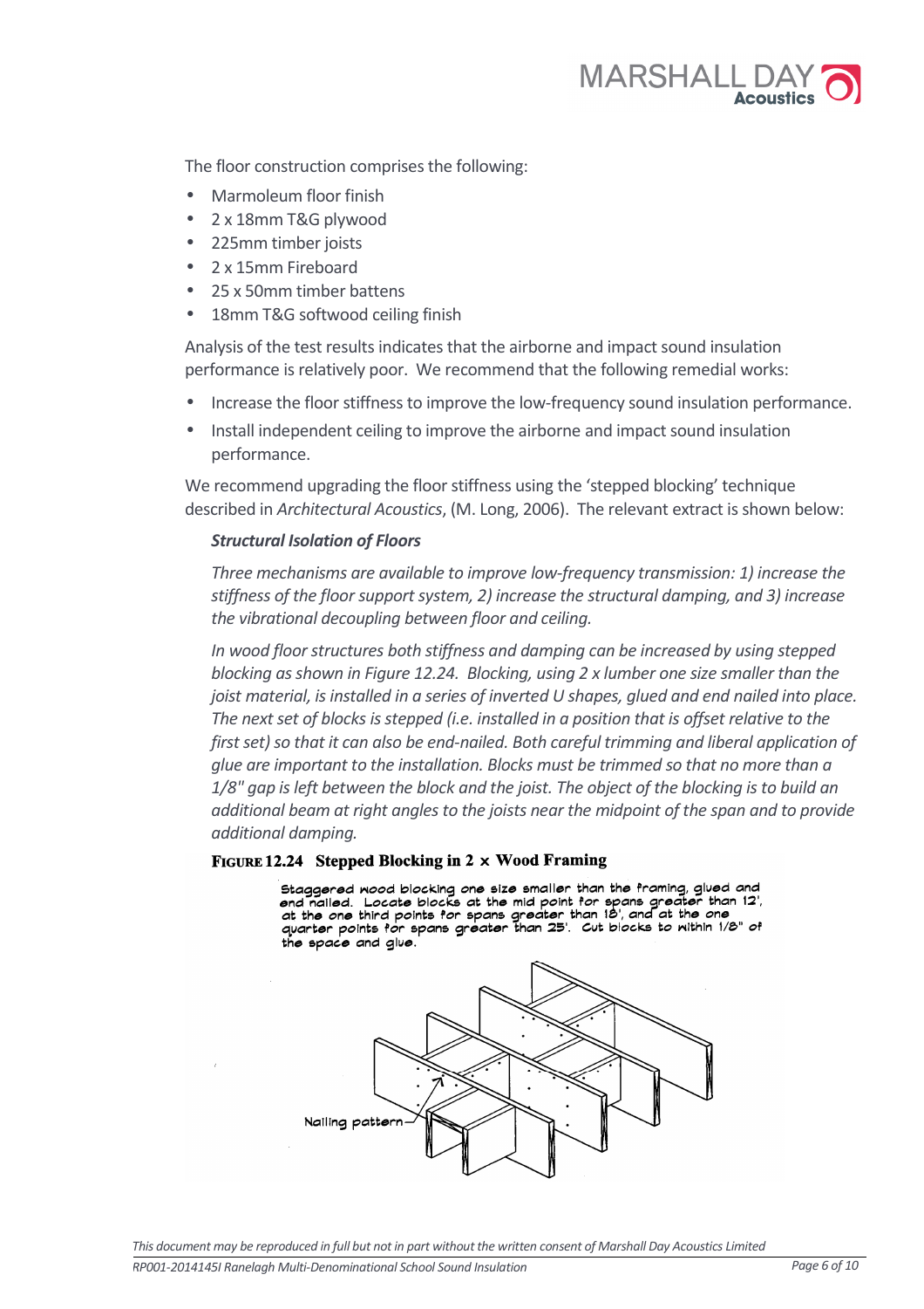The floor construction comprises the following:

- Marmoleum floor finish
- 2 x 18mm T&G plywood
- 225mm timber joists
- 2 x 15mm Fireboard
- 25 x 50mm timber battens
- 18mm T&G softwood ceiling finish

Analysis of the test results indicates that the airborne and impact sound insulation performance is relatively poor. We recommend that the following remedial works:

- Increase the floor stiffness to improve the low-frequency sound insulation performance.
- Install independent ceiling to improve the airborne and impact sound insulation performance.

We recommend upgrading the floor stiffness using the 'stepped blocking' technique described in *Architectural Acoustics*, (M. Long, 2006). The relevant extract is shown below:

> ***Structural Isolation of Floors***
>
> *Three mechanisms are available to improve low-frequency transmission: 1) increase the stiffness of the floor support system, 2) increase the structural damping, and 3) increase the vibrational decoupling between floor and ceiling.*
>
> *In wood floor structures both stiffness and damping can be increased by using stepped blocking as shown in Figure 12.24. Blocking, using 2 x lumber one size smaller than the joist material, is installed in a series of inverted U shapes, glued and end nailed into place. The next set of blocks is stepped (i.e. installed in a position that is offset relative to the first set) so that it can also be end-nailed. Both careful trimming and liberal application of glue are important to the installation. Blocks must be trimmed so that no more than a 1/8" gap is left between the block and the joist. The object of the blocking is to build an additional beam at right angles to the joists near the midpoint of the span and to provide additional damping.*

**FIGURE 12.24 Stepped Blocking in 2 × Wood Framing**

Staggered wood blocking one size smaller than the framing, glued and end nailed. Locate blocks at the mid point for spans greater than 12', at the one third points for spans greater than 18', and at the one quarter points for spans greater than 25'. Cut blocks to within 1/8" of the space and glue.

Nailing pattern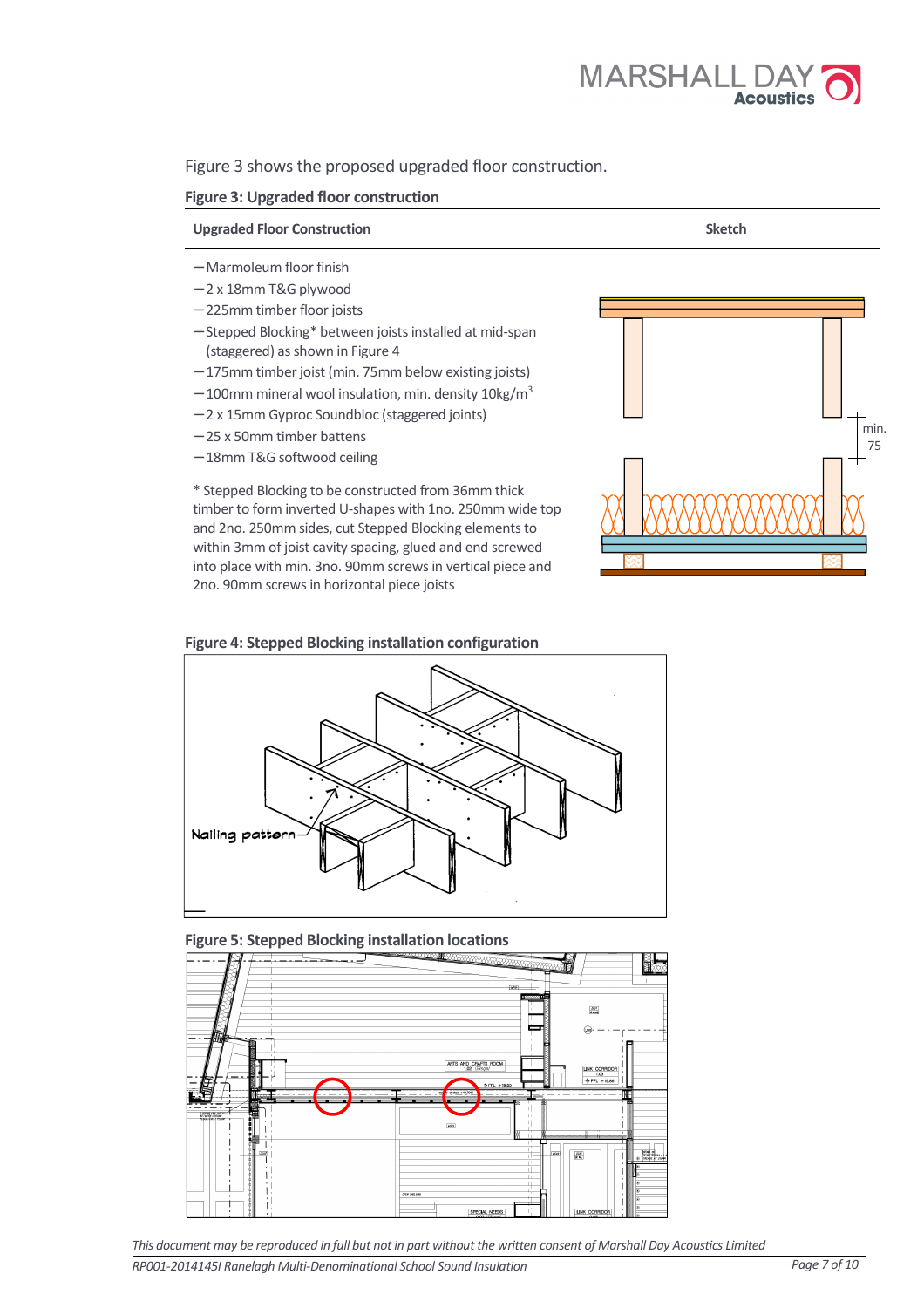Figure 3 shows the proposed upgraded floor construction.

**Figure 3: Upgraded floor construction**

| Upgraded Floor Construction | Sketch |
|---|---|
| – Marmoleum floor finish<br>– 2 x 18mm T&G plywood<br>– 225mm timber floor joists<br>– Stepped Blocking* between joists installed at mid-span (staggered) as shown in Figure 4<br>– 175mm timber joist (min. 75mm below existing joists)<br>– 100mm mineral wool insulation, min. density 10kg/m$^3$<br>– 2 x 15mm Gyproc Soundbloc (staggered joints)<br>– 25 x 50mm timber battens<br>– 18mm T&G softwood ceiling<br><br>* Stepped Blocking to be constructed from 36mm thick timber to form inverted U-shapes with 1no. 250mm wide top and 2no. 250mm sides, cut Stepped Blocking elements to within 3mm of joist cavity spacing, glued and end screwed into place with min. 3no. 90mm screws in vertical piece and 2no. 90mm screws in horizontal piece joists | min. 75 |

**Figure 4: Stepped Blocking installation configuration**

Nailing pattern

**Figure 5: Stepped Blocking installation locations**

*This document may be reproduced in full but not in part without the written consent of Marshall Day Acoustics Limited*

*RP001-2014145I Ranelagh Multi-Denominational School Sound Insulation*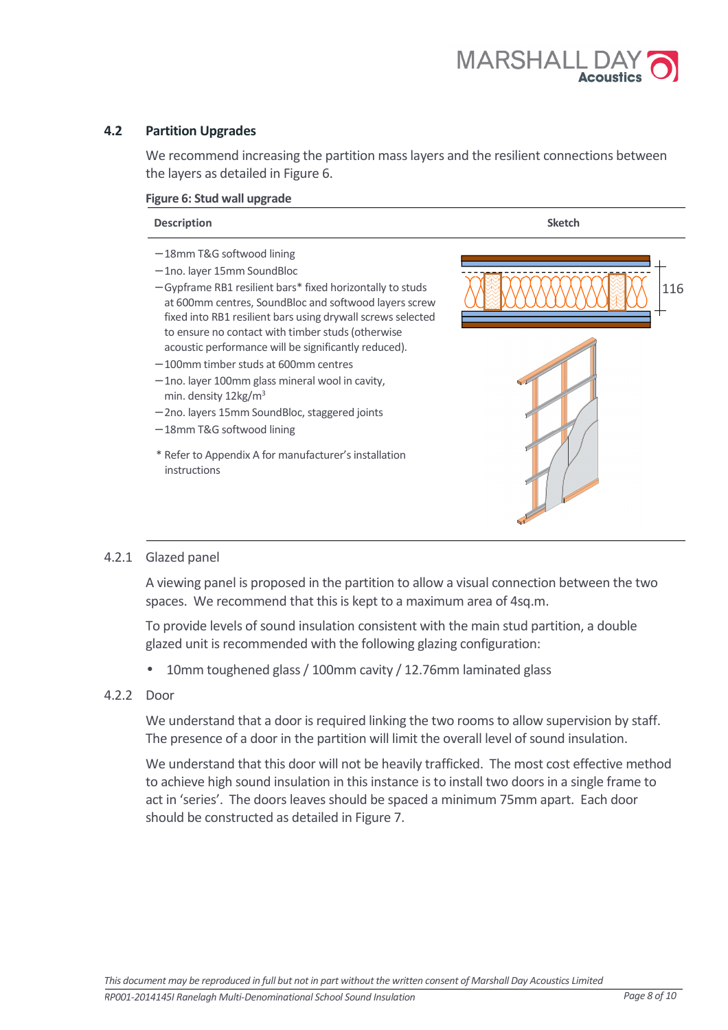## 4.2 Partition Upgrades

We recommend increasing the partition mass layers and the resilient connections between the layers as detailed in Figure 6.

**Figure 6: Stud wall upgrade**

| Description | Sketch |
|---|---|
| – 18mm T&G softwood lining<br>– 1no. layer 15mm SoundBloc<br>– Gypframe RB1 resilient bars* fixed horizontally to studs at 600mm centres, SoundBloc and softwood layers screw fixed into RB1 resilient bars using drywall screws selected to ensure no contact with timber studs (otherwise acoustic performance will be significantly reduced).<br>– 100mm timber studs at 600mm centres<br>– 1no. layer 100mm glass mineral wool in cavity, min. density 12kg/m$^3$<br>– 2no. layers 15mm SoundBloc, staggered joints<br>– 18mm T&G softwood lining<br><br>* Refer to Appendix A for manufacturer's installation instructions | 116 |

### 4.2.1 Glazed panel

A viewing panel is proposed in the partition to allow a visual connection between the two spaces. We recommend that this is kept to a maximum area of 4sq.m.

To provide levels of sound insulation consistent with the main stud partition, a double glazed unit is recommended with the following glazing configuration:

- 10mm toughened glass / 100mm cavity / 12.76mm laminated glass

### 4.2.2 Door

We understand that a door is required linking the two rooms to allow supervision by staff. The presence of a door in the partition will limit the overall level of sound insulation.

We understand that this door will not be heavily trafficked. The most cost effective method to achieve high sound insulation in this instance is to install two doors in a single frame to act in 'series'. The doors leaves should be spaced a minimum 75mm apart. Each door should be constructed as detailed in Figure 7.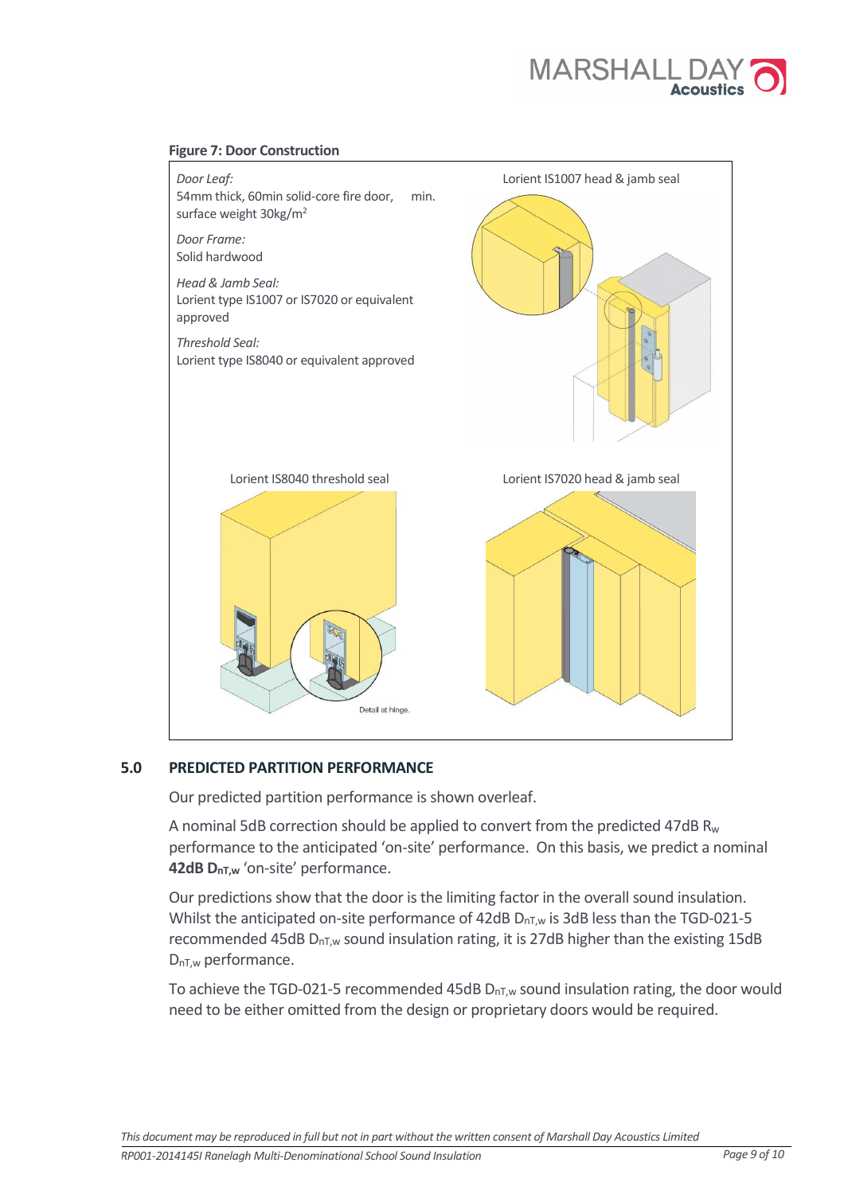**Figure 7: Door Construction**

*Door Leaf:*
54mm thick, 60min solid-core fire door, min. surface weight 30kg/m$^2$

*Door Frame:*
Solid hardwood

*Head & Jamb Seal:*
Lorient type IS1007 or IS7020 or equivalent approved

*Threshold Seal:*
Lorient type IS8040 or equivalent approved

Lorient IS1007 head & jamb seal

Lorient IS8040 threshold seal

Detail at hinge.

Lorient IS7020 head & jamb seal

## 5.0 PREDICTED PARTITION PERFORMANCE

Our predicted partition performance is shown overleaf.

A nominal 5dB correction should be applied to convert from the predicted 47dB $R_w$ performance to the anticipated 'on-site' performance. On this basis, we predict a nominal **42dB $D_{nT,w}$** 'on-site' performance.

Our predictions show that the door is the limiting factor in the overall sound insulation. Whilst the anticipated on-site performance of 42dB $D_{nT,w}$ is 3dB less than the TGD-021-5 recommended 45dB $D_{nT,w}$ sound insulation rating, it is 27dB higher than the existing 15dB $D_{nT,w}$ performance.

To achieve the TGD-021-5 recommended 45dB $D_{nT,w}$ sound insulation rating, the door would need to be either omitted from the design or proprietary doors would be required.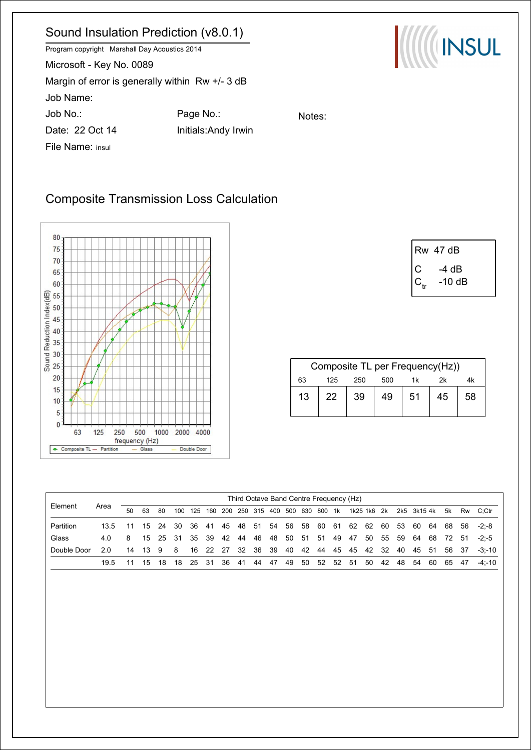# Sound Insulation Prediction (v8.0.1)

Program copyright Marshall Day Acoustics 2014

Microsoft - Key No. 0089

Margin of error is generally within Rw +/- 3 dB

Job Name:

Job No.:

Page No.:

Notes:

Date: 22 Oct 14

Initials:Andy Irwin

File Name: insul

## Composite Transmission Loss Calculation

| Rw | 47 dB |
|---|---|
| C | -4 dB |
| $C_{tr}$ | -10 dB |

| Composite TL per Frequency(Hz)) | | | | | | |
|---|---|---|---|---|---|---|
| 63 | 125 | 250 | 500 | 1k | 2k | 4k |
| 13 | 22 | 39 | 49 | 51 | 45 | 58 |

| Element | Area | 50 | 63 | 80 | 100 | 125 | 160 | 200 | 250 | 315 | 400 | 500 | 630 | 800 | 1k | 1k25 | 1k6 | 2k | 2k5 | 3k15 | 4k | 5k | Rw | C;Ctr |
|---|---|---|---|---|---|---|---|---|---|---|---|---|---|---|---|---|---|---|---|---|---|---|---|---|
| Partition | 13.5 | 11 | 15 | 24 | 30 | 36 | 41 | 45 | 48 | 51 | 54 | 56 | 58 | 60 | 61 | 62 | 62 | 60 | 53 | 60 | 64 | 68 | 56 | -2;-8 |
| Glass | 4.0 | 8 | 15 | 25 | 31 | 35 | 39 | 42 | 44 | 46 | 48 | 50 | 51 | 51 | 49 | 47 | 50 | 55 | 59 | 64 | 68 | 72 | 51 | -2;-5 |
| Double Door | 2.0 | 14 | 13 | 9 | 8 | 16 | 22 | 27 | 32 | 36 | 39 | 40 | 42 | 44 | 45 | 45 | 42 | 32 | 40 | 45 | 51 | 56 | 37 | -3;-10 |
| | 19.5 | 11 | 15 | 18 | 18 | 25 | 31 | 36 | 41 | 44 | 47 | 49 | 50 | 52 | 52 | 51 | 50 | 42 | 48 | 54 | 60 | 65 | 47 | -4;-10 |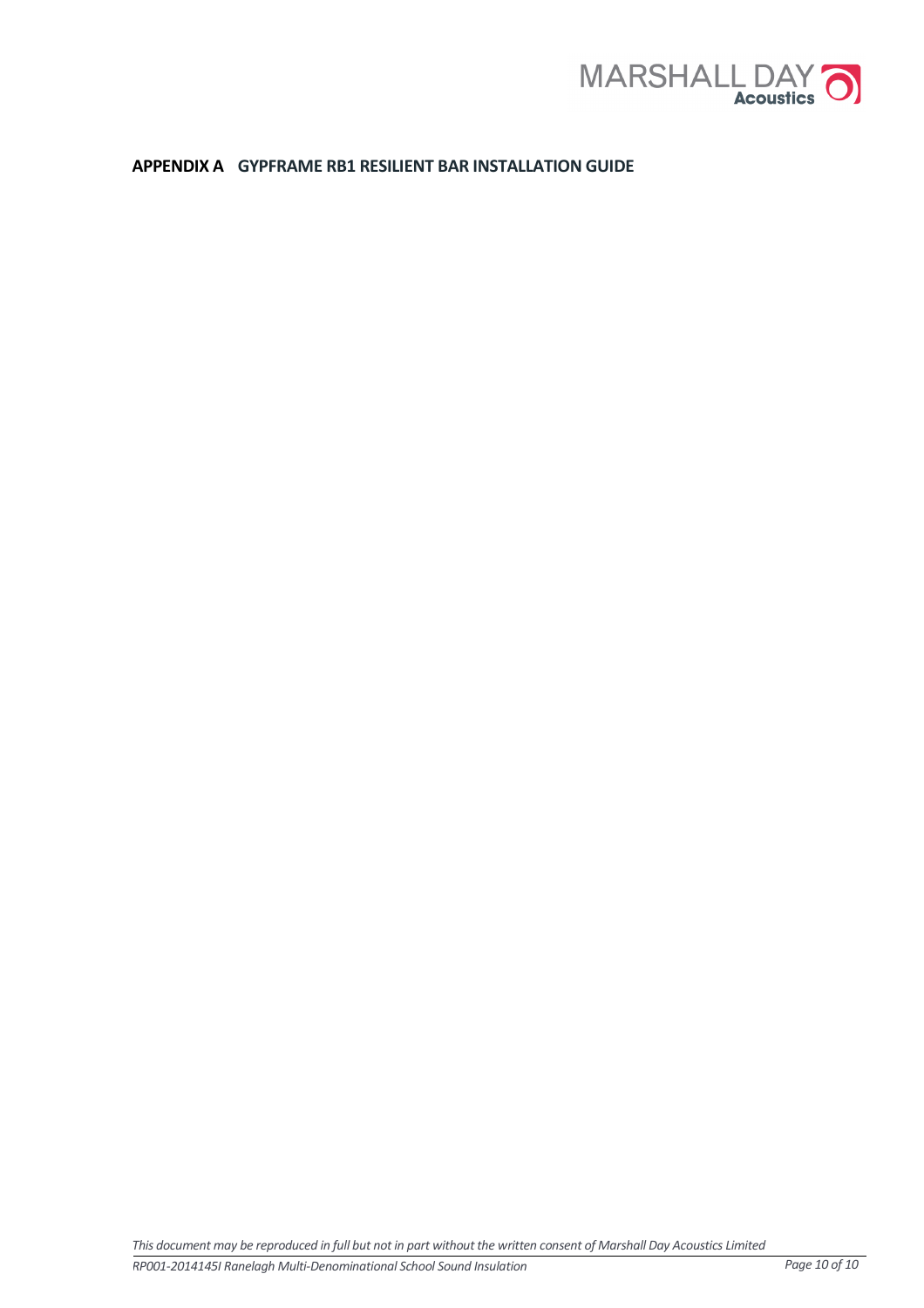## APPENDIX A GYPFRAME RB1 RESILIENT BAR INSTALLATION GUIDE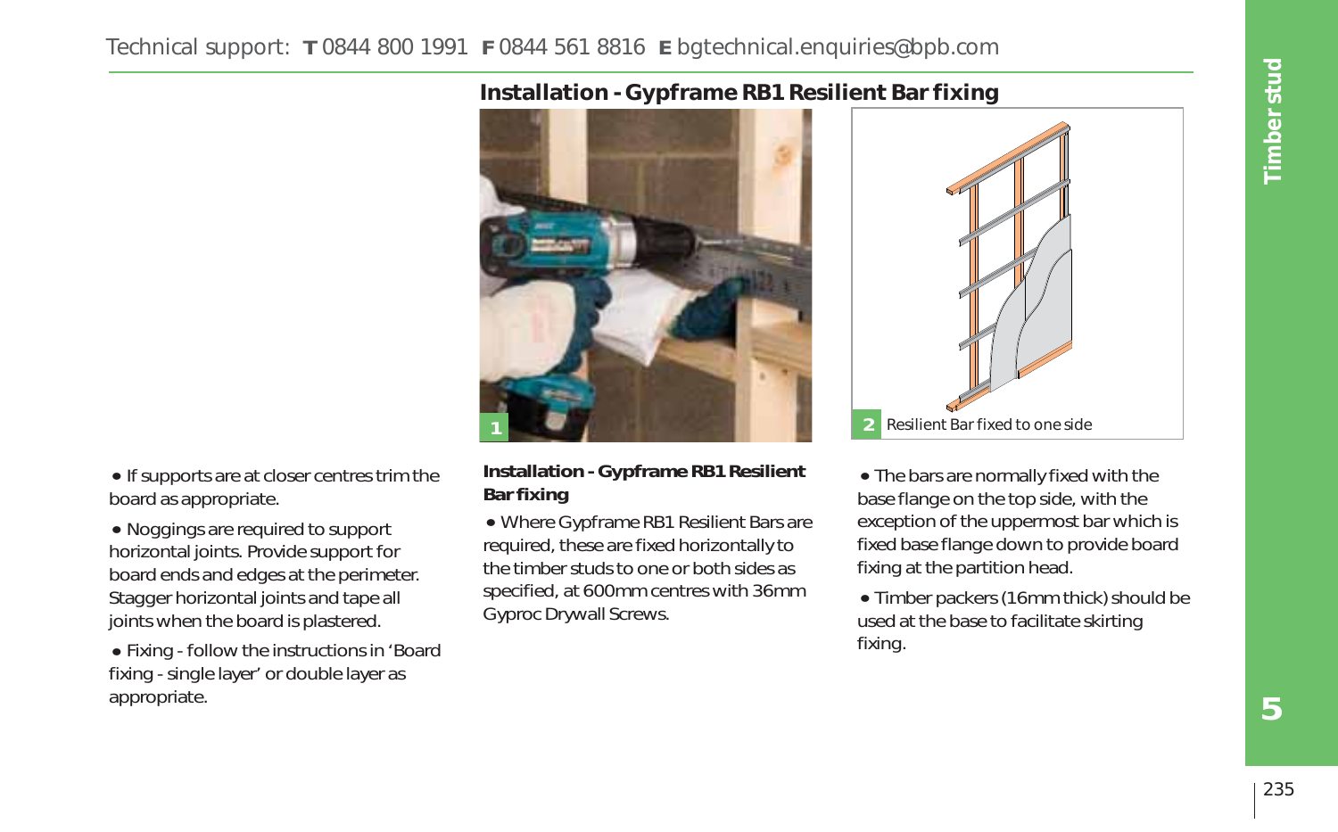## Installation - Gypframe RB1 Resilient Bar fixing

1

2 Resilient Bar fixed to one side

- If supports are at closer centres trim the board as appropriate.
- Noggings are required to support horizontal joints. Provide support for board ends and edges at the perimeter. Stagger horizontal joints and tape all joints when the board is plastered.
- Fixing - follow the instructions in 'Board fixing - single layer' or double layer as appropriate.

**Installation - Gypframe RB1 Resilient Bar fixing**

- Where Gypframe RB1 Resilient Bars are required, these are fixed horizontally to the timber studs to one or both sides as specified, at 600mm centres with 36mm Gyproc Drywall Screws.
- The bars are normally fixed with the base flange on the top side, with the exception of the uppermost bar which is fixed base flange down to provide board fixing at the partition head.
- Timber packers (16mm thick) should be used at the base to facilitate skirting fixing.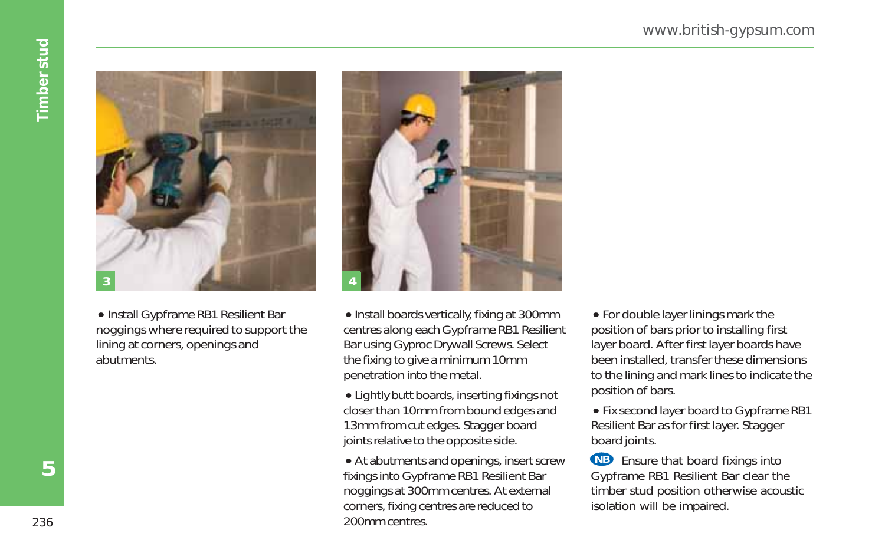3

4

- Install Gypframe RB1 Resilient Bar noggings where required to support the lining at corners, openings and abutments.

- Install boards vertically, fixing at 300mm centres along each Gypframe RB1 Resilient Bar using Gyproc Drywall Screws. Select the fixing to give a minimum 10mm penetration into the metal.
- Lightly butt boards, inserting fixings not closer than 10mm from bound edges and 13mm from cut edges. Stagger board joints relative to the opposite side.
- At abutments and openings, insert screw fixings into Gypframe RB1 Resilient Bar noggings at 300mm centres. At external corners, fixing centres are reduced to 200mm centres.

- For double layer linings mark the position of bars prior to installing first layer board. After first layer boards have been installed, transfer these dimensions to the lining and mark lines to indicate the position of bars.
- Fix second layer board to Gypframe RB1 Resilient Bar as for first layer. Stagger board joints.

**NB** Ensure that board fixings into Gypframe RB1 Resilient Bar clear the timber stud position otherwise acoustic isolation will be impaired.